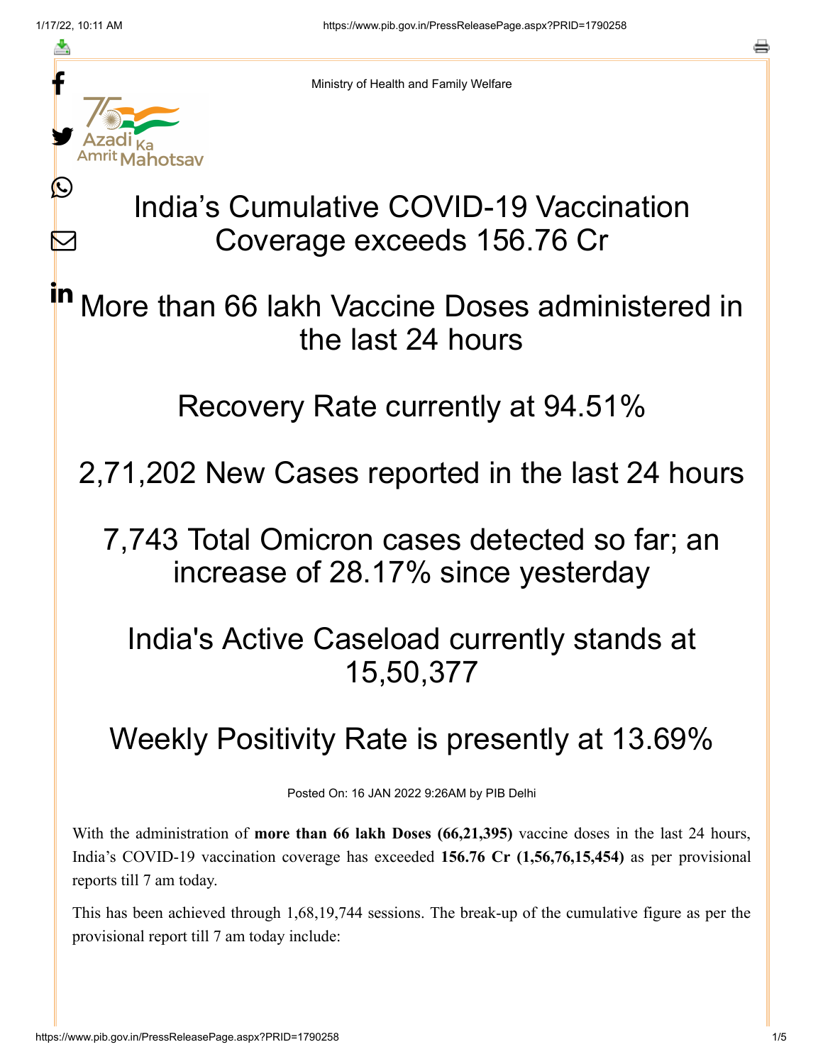Ministry of Health and Family Welfare

# India's Cumulative COVID-19 Vaccination Coverage exceeds 156.76 Cr

## More than 66 lakh Vaccine Doses administered in the last 24 hours

## Recovery Rate currently at 94.51%

## 2,71,202 New Cases reported in the last 24 hours

## 7,743 Total Omicron cases detected so far; an increase of 28.17% since yesterday

## India's Active Caseload currently stands at 15,50,377

## Weekly Positivity Rate is presently at 13.69%

Posted On: 16 JAN 2022 9:26AM by PIB Delhi

With the administration of **more than 66 lakh Doses (66,21,395)** vaccine doses in the last 24 hours, India's COVID-19 vaccination coverage has exceeded **156.76 Cr (1,56,76,15,454)** as per provisional reports till 7 am today.

This has been achieved through 1,68,19,744 sessions. The break-up of the cumulative figure as per the provisional report till 7 am today include: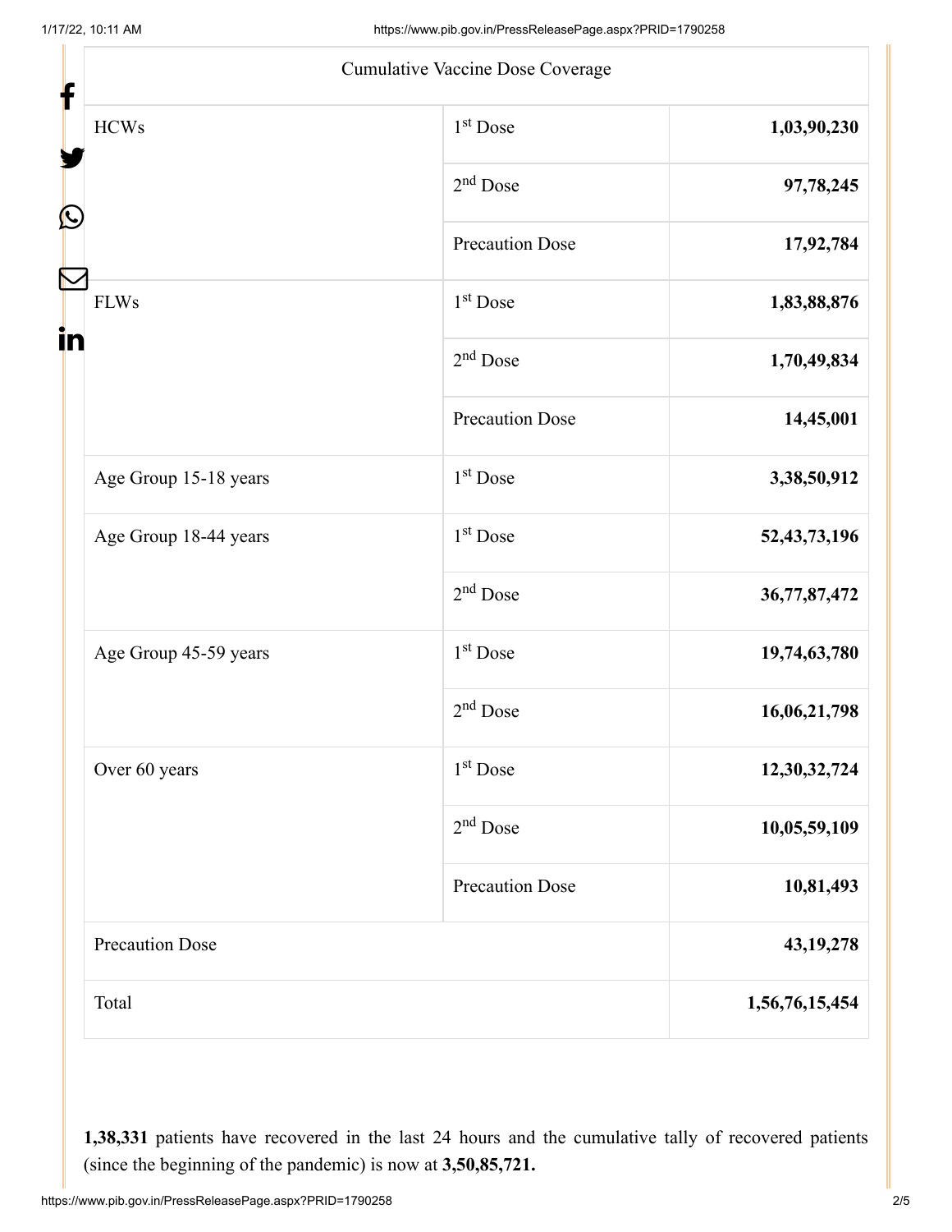| Cumulative Vaccine Dose Coverage | | |
|---|---|---|
| HCWs | 1st Dose | **1,03,90,230** |
| | 2nd Dose | **97,78,245** |
| | Precaution Dose | **17,92,784** |
| FLWs | 1st Dose | **1,83,88,876** |
| | 2nd Dose | **1,70,49,834** |
| | Precaution Dose | **14,45,001** |
| Age Group 15-18 years | 1st Dose | **3,38,50,912** |
| Age Group 18-44 years | 1st Dose | **52,43,73,196** |
| | 2nd Dose | **36,77,87,472** |
| Age Group 45-59 years | 1st Dose | **19,74,63,780** |
| | 2nd Dose | **16,06,21,798** |
| Over 60 years | 1st Dose | **12,30,32,724** |
| | 2nd Dose | **10,05,59,109** |
| | Precaution Dose | **10,81,493** |
| Precaution Dose | | **43,19,278** |
| Total | | **1,56,76,15,454** |

**1,38,331** patients have recovered in the last 24 hours and the cumulative tally of recovered patients (since the beginning of the pandemic) is now at **3,50,85,721.**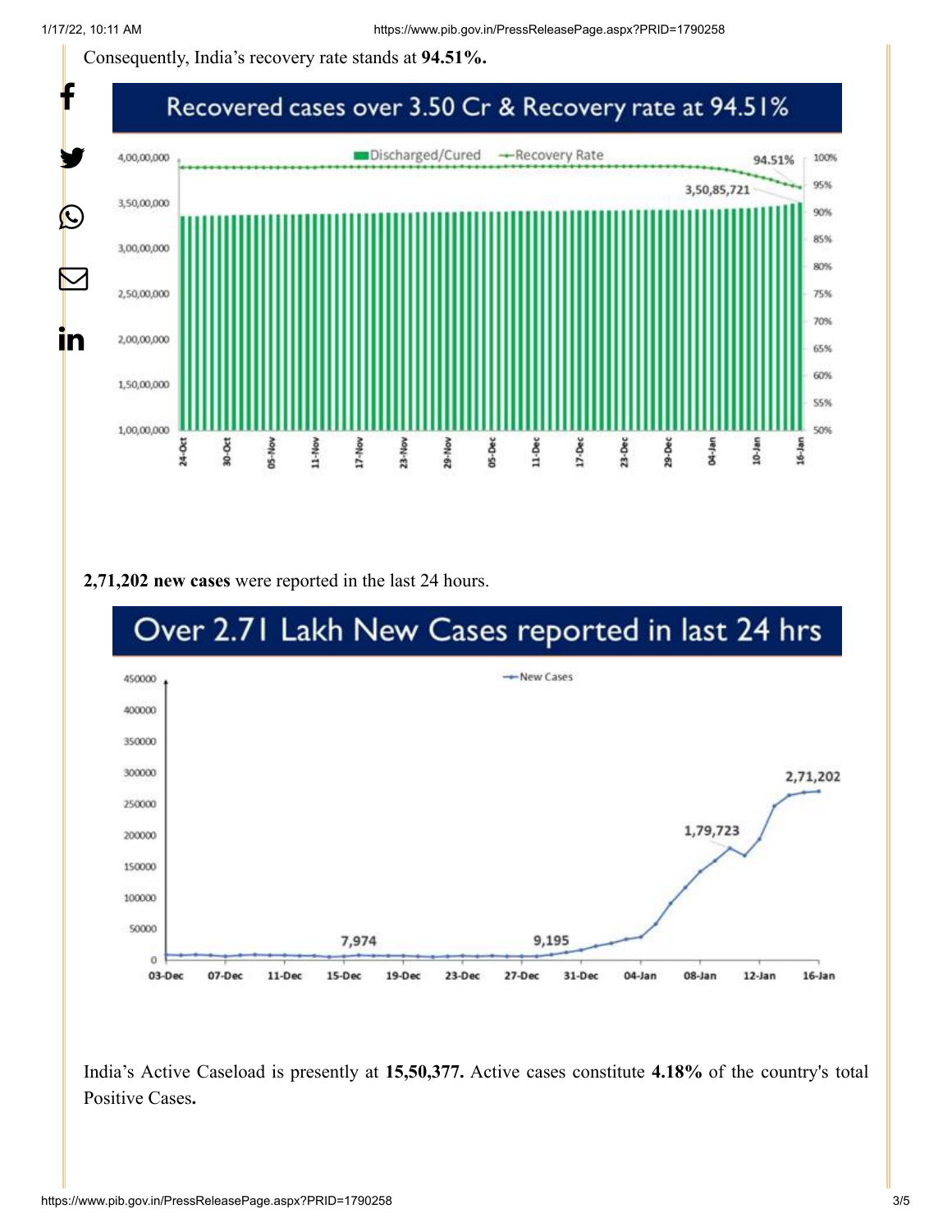Consequently, India's recovery rate stands at **94.51%.**

Recovered cases over 3.50 Cr & Recovery rate at 94.51%

**2,71,202 new cases** were reported in the last 24 hours.

Over 2.71 Lakh New Cases reported in last 24 hrs

India's Active Caseload is presently at **15,50,377.** Active cases constitute **4.18%** of the country's total Positive Cases**.**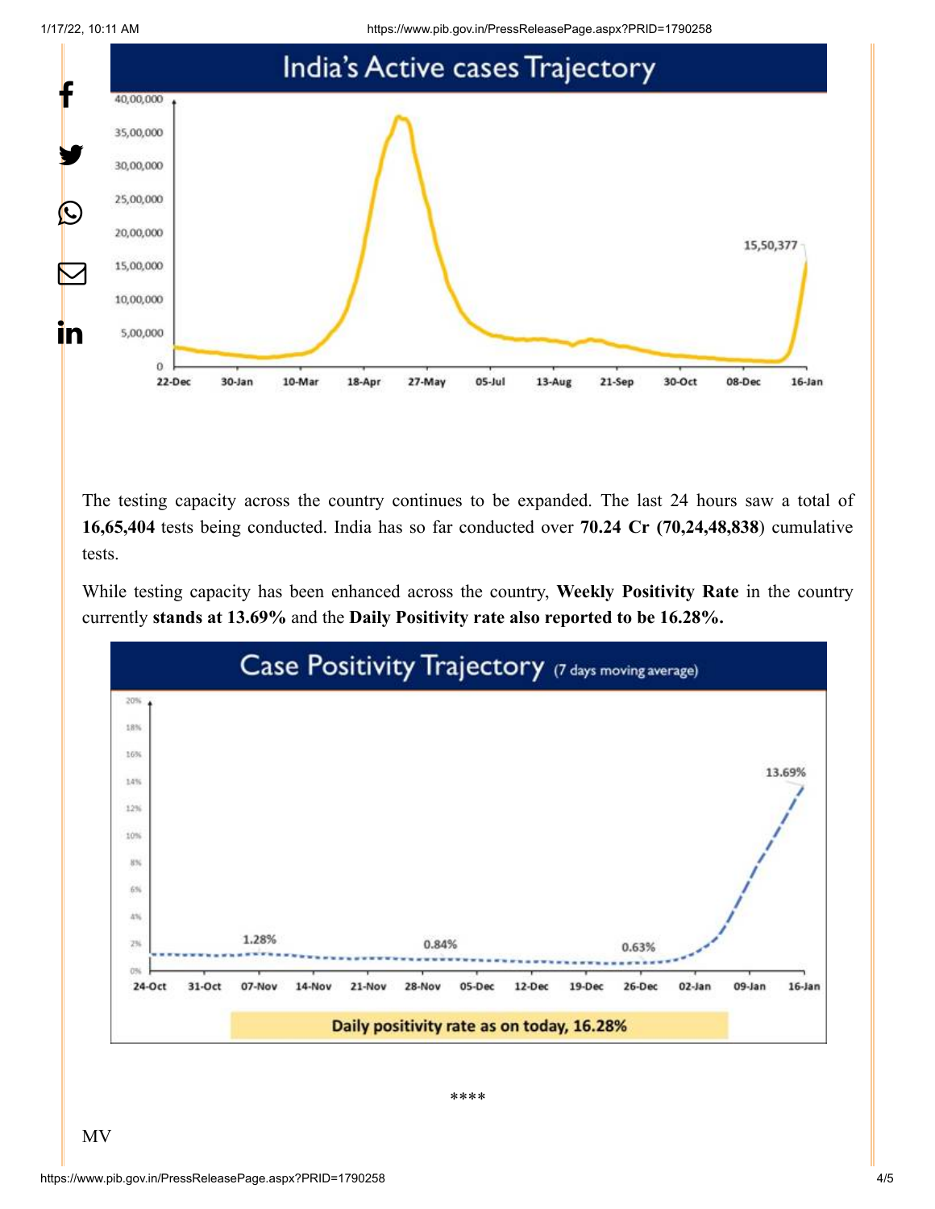The testing capacity across the country continues to be expanded. The last 24 hours saw a total of **16,65,404** tests being conducted. India has so far conducted over **70.24 Cr (70,24,48,838**) cumulative tests.

While testing capacity has been enhanced across the country, **Weekly Positivity Rate** in the country currently **stands at 13.69%** and the **Daily Positivity rate also reported to be 16.28%.**

****

MV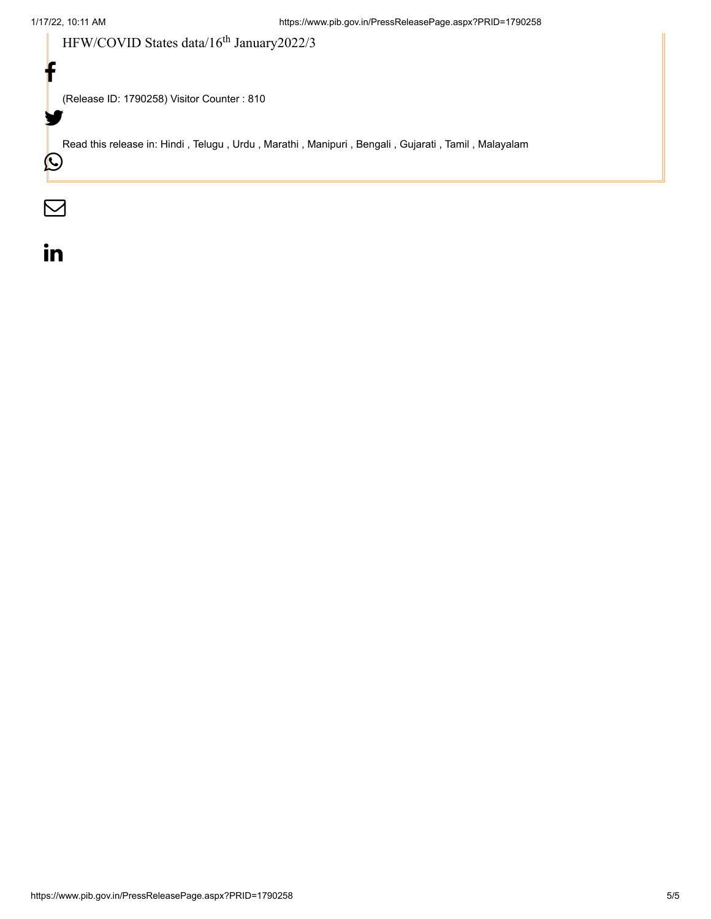HFW/COVID States data/16th January2022/3

(Release ID: 1790258) Visitor Counter : 810

Read this release in: Hindi , Telugu , Urdu , Marathi , Manipuri , Bengali , Gujarati , Tamil , Malayalam